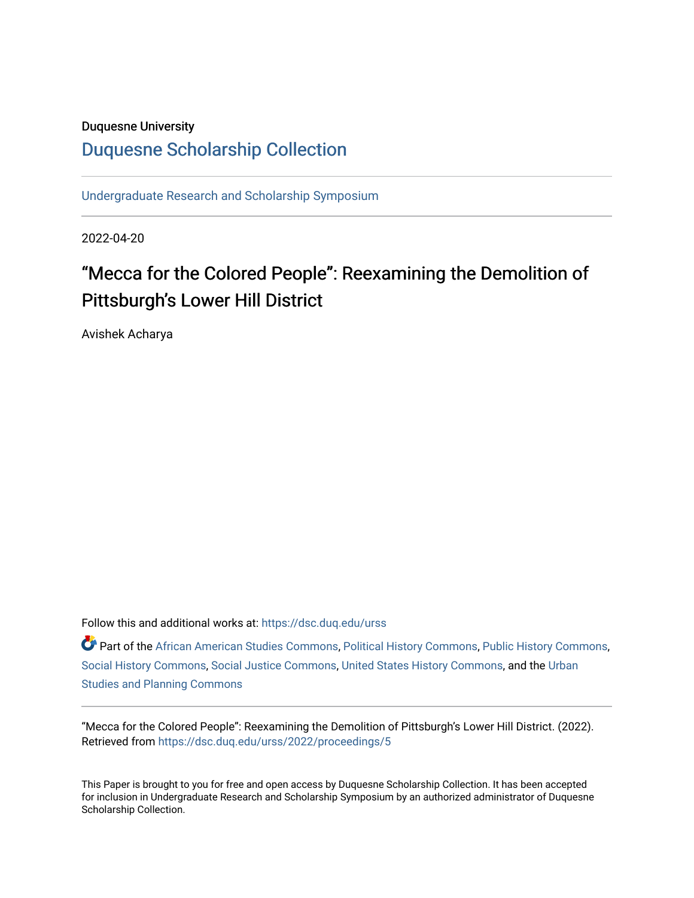Duquesne University

# Duquesne Scholarship Collection

Undergraduate Research and Scholarship Symposium

2022-04-20

## "Mecca for the Colored People": Reexamining the Demolition of Pittsburgh's Lower Hill District

Avishek Acharya

Follow this and additional works at: https://dsc.duq.edu/urss

Part of the African American Studies Commons, Political History Commons, Public History Commons, Social History Commons, Social Justice Commons, United States History Commons, and the Urban Studies and Planning Commons

"Mecca for the Colored People": Reexamining the Demolition of Pittsburgh's Lower Hill District. (2022). Retrieved from https://dsc.duq.edu/urss/2022/proceedings/5

This Paper is brought to you for free and open access by Duquesne Scholarship Collection. It has been accepted for inclusion in Undergraduate Research and Scholarship Symposium by an authorized administrator of Duquesne Scholarship Collection.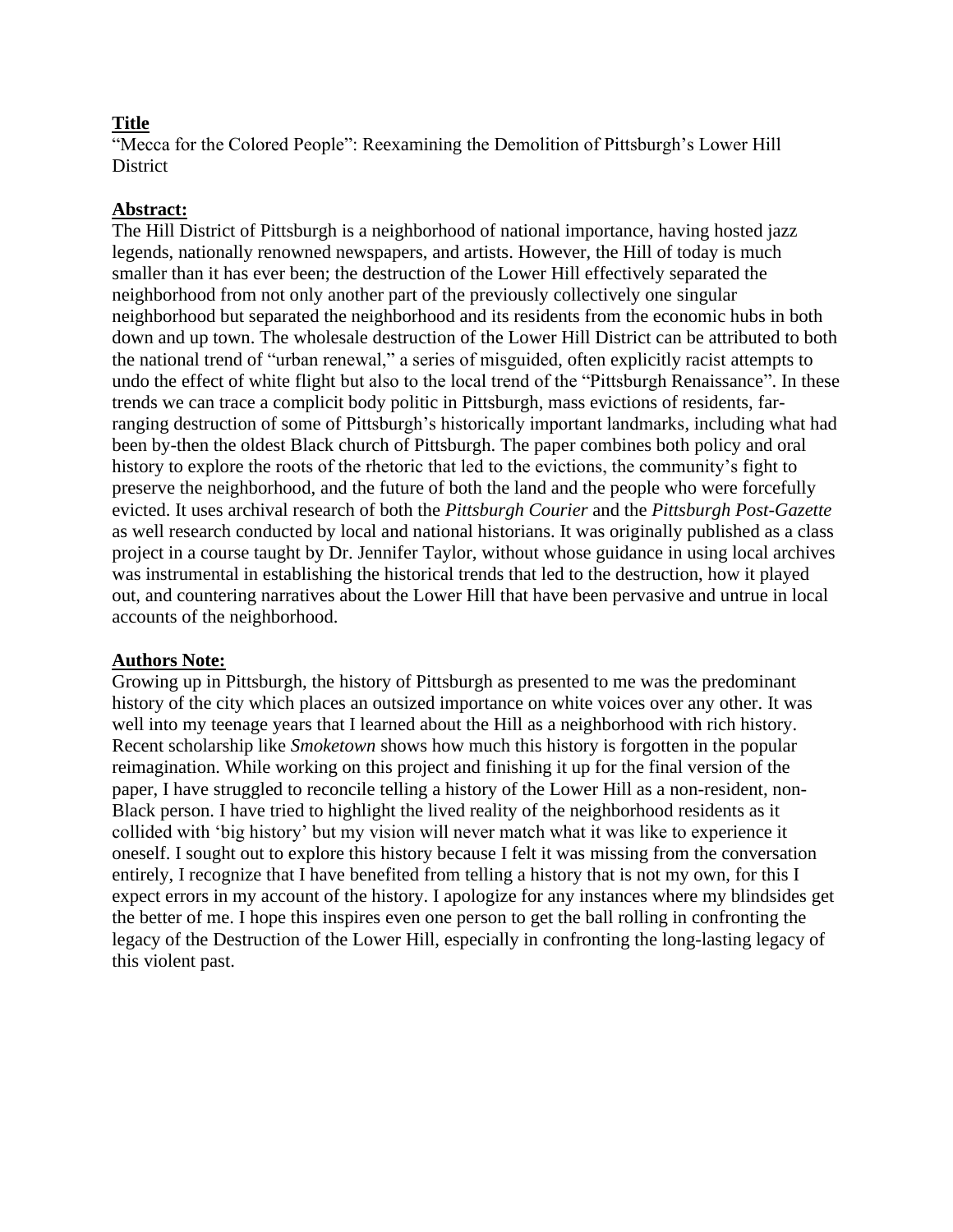## **Title**

"Mecca for the Colored People": Reexamining the Demolition of Pittsburgh's Lower Hill District

## **Abstract:**

The Hill District of Pittsburgh is a neighborhood of national importance, having hosted jazz legends, nationally renowned newspapers, and artists. However, the Hill of today is much smaller than it has ever been; the destruction of the Lower Hill effectively separated the neighborhood from not only another part of the previously collectively one singular neighborhood but separated the neighborhood and its residents from the economic hubs in both down and up town. The wholesale destruction of the Lower Hill District can be attributed to both the national trend of "urban renewal," a series of misguided, often explicitly racist attempts to undo the effect of white flight but also to the local trend of the "Pittsburgh Renaissance". In these trends we can trace a complicit body politic in Pittsburgh, mass evictions of residents, far-ranging destruction of some of Pittsburgh's historically important landmarks, including what had been by-then the oldest Black church of Pittsburgh. The paper combines both policy and oral history to explore the roots of the rhetoric that led to the evictions, the community's fight to preserve the neighborhood, and the future of both the land and the people who were forcefully evicted. It uses archival research of both the *Pittsburgh Courier* and the *Pittsburgh Post-Gazette* as well research conducted by local and national historians. It was originally published as a class project in a course taught by Dr. Jennifer Taylor, without whose guidance in using local archives was instrumental in establishing the historical trends that led to the destruction, how it played out, and countering narratives about the Lower Hill that have been pervasive and untrue in local accounts of the neighborhood.

## **Authors Note:**

Growing up in Pittsburgh, the history of Pittsburgh as presented to me was the predominant history of the city which places an outsized importance on white voices over any other. It was well into my teenage years that I learned about the Hill as a neighborhood with rich history. Recent scholarship like *Smoketown* shows how much this history is forgotten in the popular reimagination. While working on this project and finishing it up for the final version of the paper, I have struggled to reconcile telling a history of the Lower Hill as a non-resident, non-Black person. I have tried to highlight the lived reality of the neighborhood residents as it collided with 'big history' but my vision will never match what it was like to experience it oneself. I sought out to explore this history because I felt it was missing from the conversation entirely, I recognize that I have benefited from telling a history that is not my own, for this I expect errors in my account of the history. I apologize for any instances where my blindsides get the better of me. I hope this inspires even one person to get the ball rolling in confronting the legacy of the Destruction of the Lower Hill, especially in confronting the long-lasting legacy of this violent past.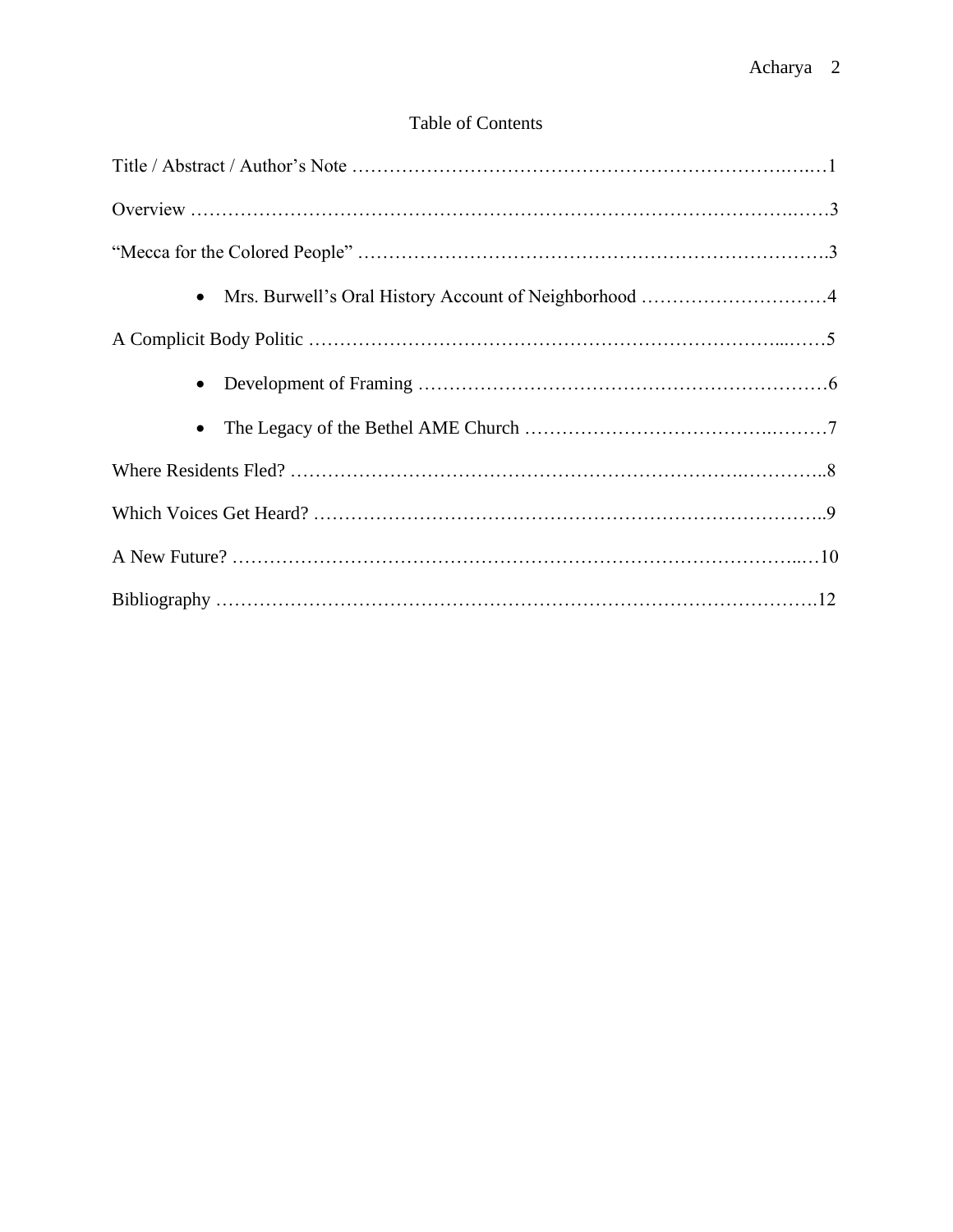# Table of Contents

Title / Abstract / Author's Note …………………………………………………………………….….…1

Overview ………………………………………………………………………………………….……3

"Mecca for the Colored People" ………………………………………………………………………..3

- Mrs. Burwell's Oral History Account of Neighborhood …………………………………4

A Complicit Body Politic ……………………………………………………………………...……5

- Development of Framing …………………………………………………………………6
- The Legacy of the Bethel AME Church …………………………………….………7

Where Residents Fled? ……………………………………………………………….…………..8

Which Voices Get Heard? …………………………………………………………………………..9

A New Future? ………………………………………………………………………………...…10

Bibliography ………………………………………………………………………………………12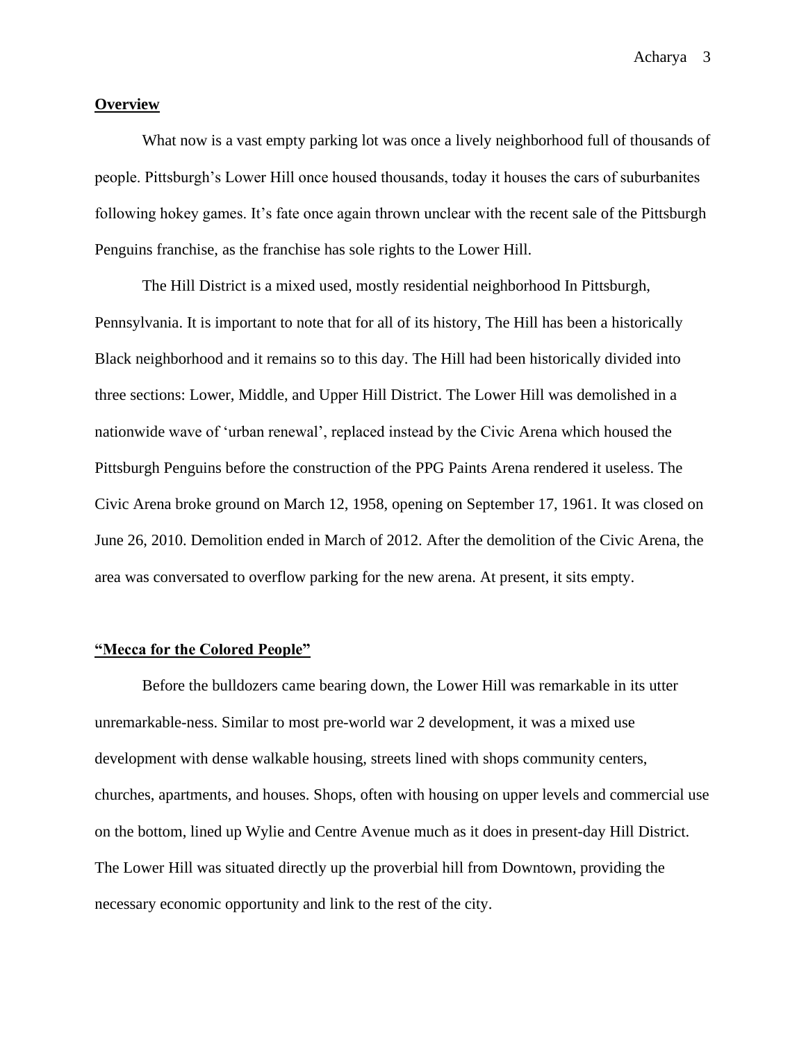## **Overview**

What now is a vast empty parking lot was once a lively neighborhood full of thousands of people. Pittsburgh's Lower Hill once housed thousands, today it houses the cars of suburbanites following hokey games. It's fate once again thrown unclear with the recent sale of the Pittsburgh Penguins franchise, as the franchise has sole rights to the Lower Hill.

The Hill District is a mixed used, mostly residential neighborhood In Pittsburgh, Pennsylvania. It is important to note that for all of its history, The Hill has been a historically Black neighborhood and it remains so to this day. The Hill had been historically divided into three sections: Lower, Middle, and Upper Hill District. The Lower Hill was demolished in a nationwide wave of 'urban renewal', replaced instead by the Civic Arena which housed the Pittsburgh Penguins before the construction of the PPG Paints Arena rendered it useless. The Civic Arena broke ground on March 12, 1958, opening on September 17, 1961. It was closed on June 26, 2010. Demolition ended in March of 2012. After the demolition of the Civic Arena, the area was conversated to overflow parking for the new arena. At present, it sits empty.

## **"Mecca for the Colored People"**

Before the bulldozers came bearing down, the Lower Hill was remarkable in its utter unremarkable-ness. Similar to most pre-world war 2 development, it was a mixed use development with dense walkable housing, streets lined with shops community centers, churches, apartments, and houses. Shops, often with housing on upper levels and commercial use on the bottom, lined up Wylie and Centre Avenue much as it does in present-day Hill District. The Lower Hill was situated directly up the proverbial hill from Downtown, providing the necessary economic opportunity and link to the rest of the city.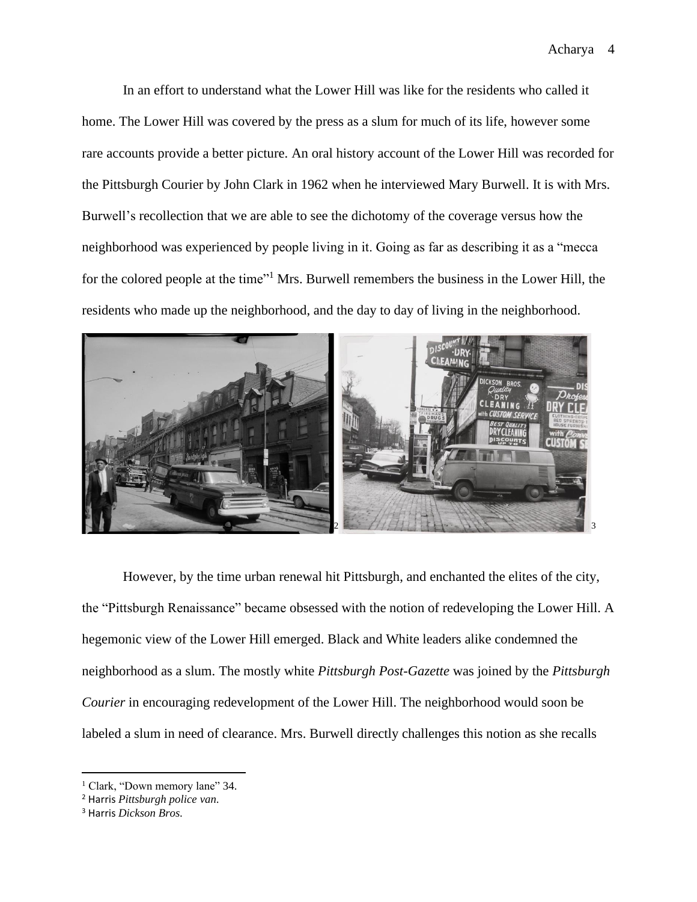In an effort to understand what the Lower Hill was like for the residents who called it home. The Lower Hill was covered by the press as a slum for much of its life, however some rare accounts provide a better picture. An oral history account of the Lower Hill was recorded for the Pittsburgh Courier by John Clark in 1962 when he interviewed Mary Burwell. It is with Mrs. Burwell's recollection that we are able to see the dichotomy of the coverage versus how the neighborhood was experienced by people living in it. Going as far as describing it as a "mecca for the colored people at the time"[1] Mrs. Burwell remembers the business in the Lower Hill, the residents who made up the neighborhood, and the day to day of living in the neighborhood.

[2] [3]

However, by the time urban renewal hit Pittsburgh, and enchanted the elites of the city, the "Pittsburgh Renaissance" became obsessed with the notion of redeveloping the Lower Hill. A hegemonic view of the Lower Hill emerged. Black and White leaders alike condemned the neighborhood as a slum. The mostly white *Pittsburgh Post-Gazette* was joined by the *Pittsburgh Courier* in encouraging redevelopment of the Lower Hill. The neighborhood would soon be labeled a slum in need of clearance. Mrs. Burwell directly challenges this notion as she recalls

---

[1] Clark, "Down memory lane" 34.

[2] Harris *Pittsburgh police van.*

[3] Harris *Dickson Bros.*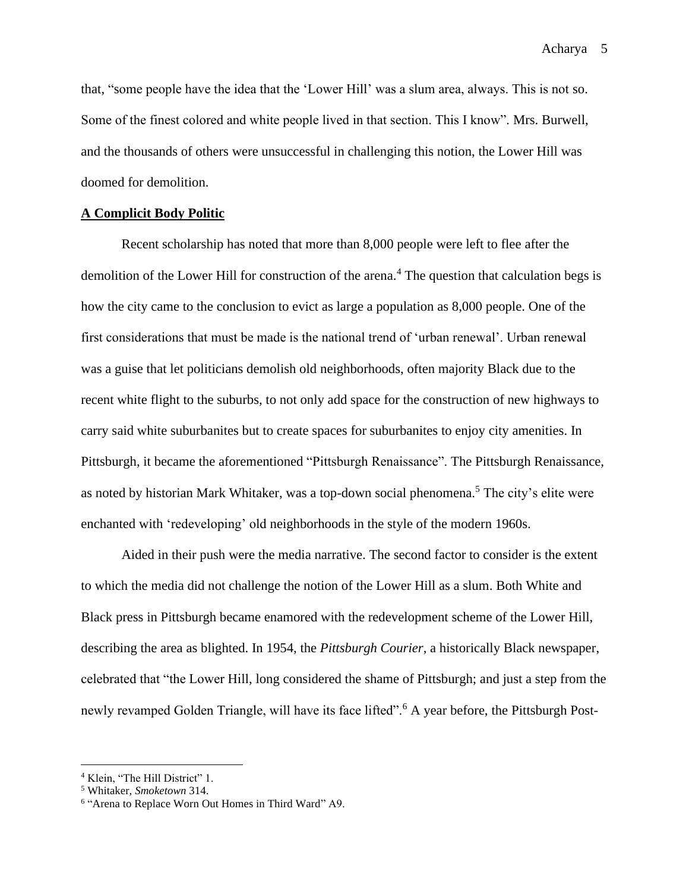that, "some people have the idea that the 'Lower Hill' was a slum area, always. This is not so. Some of the finest colored and white people lived in that section. This I know". Mrs. Burwell, and the thousands of others were unsuccessful in challenging this notion, the Lower Hill was doomed for demolition.

## **A Complicit Body Politic**

Recent scholarship has noted that more than 8,000 people were left to flee after the demolition of the Lower Hill for construction of the arena.[4] The question that calculation begs is how the city came to the conclusion to evict as large a population as 8,000 people. One of the first considerations that must be made is the national trend of 'urban renewal'. Urban renewal was a guise that let politicians demolish old neighborhoods, often majority Black due to the recent white flight to the suburbs, to not only add space for the construction of new highways to carry said white suburbanites but to create spaces for suburbanites to enjoy city amenities. In Pittsburgh, it became the aforementioned "Pittsburgh Renaissance". The Pittsburgh Renaissance, as noted by historian Mark Whitaker, was a top-down social phenomena.[5] The city's elite were enchanted with 'redeveloping' old neighborhoods in the style of the modern 1960s.

Aided in their push were the media narrative. The second factor to consider is the extent to which the media did not challenge the notion of the Lower Hill as a slum. Both White and Black press in Pittsburgh became enamored with the redevelopment scheme of the Lower Hill, describing the area as blighted. In 1954, the *Pittsburgh Courier*, a historically Black newspaper, celebrated that "the Lower Hill, long considered the shame of Pittsburgh; and just a step from the newly revamped Golden Triangle, will have its face lifted".[6] A year before, the Pittsburgh Post-

---

[4] Klein, "The Hill District" 1.

[5] Whitaker, *Smoketown* 314.

[6] "Arena to Replace Worn Out Homes in Third Ward" A9.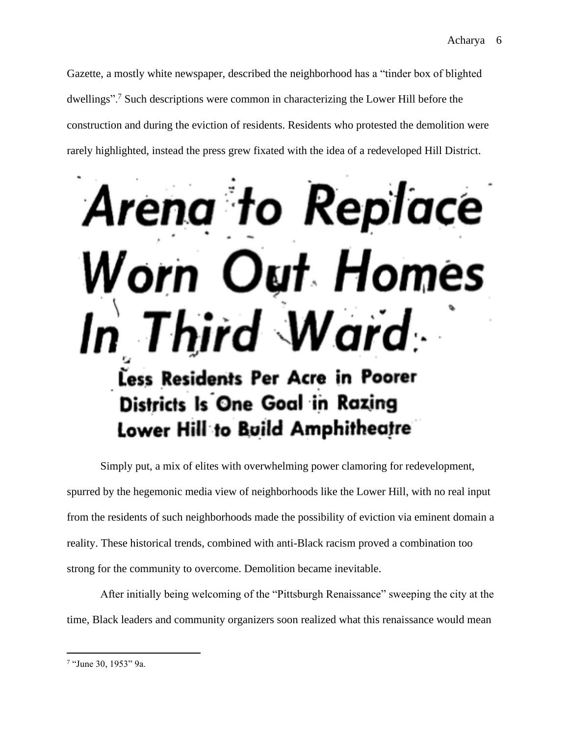Gazette, a mostly white newspaper, described the neighborhood has a "tinder box of blighted dwellings".[7] Such descriptions were common in characterizing the Lower Hill before the construction and during the eviction of residents. Residents who protested the demolition were rarely highlighted, instead the press grew fixated with the idea of a redeveloped Hill District.

# Arena to Replace Worn Out Homes In Third Ward

**Less Residents Per Acre in Poorer Districts Is One Goal in Razing Lower Hill to Build Amphitheatre**

Simply put, a mix of elites with overwhelming power clamoring for redevelopment, spurred by the hegemonic media view of neighborhoods like the Lower Hill, with no real input from the residents of such neighborhoods made the possibility of eviction via eminent domain a reality. These historical trends, combined with anti-Black racism proved a combination too strong for the community to overcome. Demolition became inevitable.

After initially being welcoming of the "Pittsburgh Renaissance" sweeping the city at the time, Black leaders and community organizers soon realized what this renaissance would mean

---

[7] "June 30, 1953" 9a.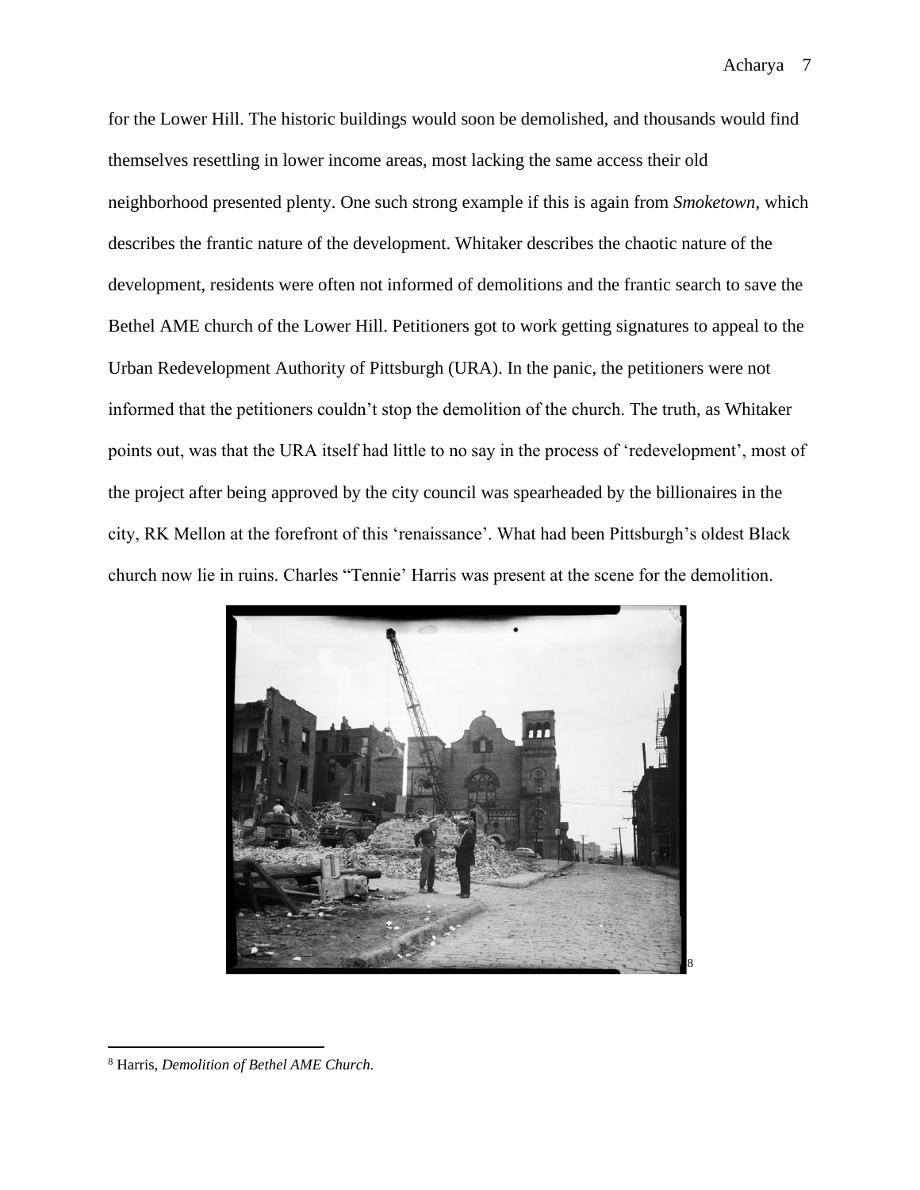for the Lower Hill. The historic buildings would soon be demolished, and thousands would find themselves resettling in lower income areas, most lacking the same access their old neighborhood presented plenty. One such strong example if this is again from *Smoketown*, which describes the frantic nature of the development. Whitaker describes the chaotic nature of the development, residents were often not informed of demolitions and the frantic search to save the Bethel AME church of the Lower Hill. Petitioners got to work getting signatures to appeal to the Urban Redevelopment Authority of Pittsburgh (URA). In the panic, the petitioners were not informed that the petitioners couldn't stop the demolition of the church. The truth, as Whitaker points out, was that the URA itself had little to no say in the process of 'redevelopment', most of the project after being approved by the city council was spearheaded by the billionaires in the city, RK Mellon at the forefront of this 'renaissance'. What had been Pittsburgh's oldest Black church now lie in ruins. Charles "Tennie' Harris was present at the scene for the demolition.

[8]

[8] Harris, *Demolition of Bethel AME Church.*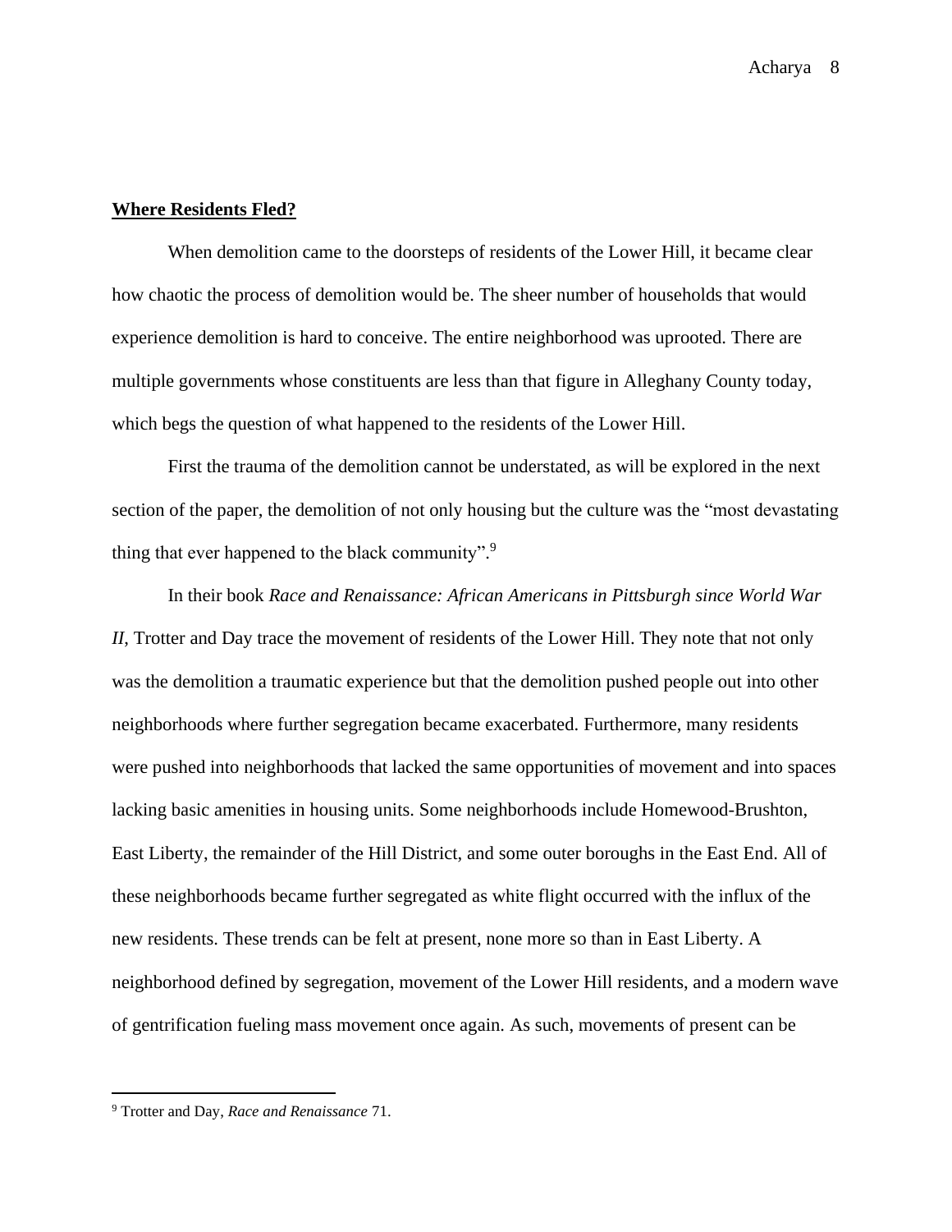**Where Residents Fled?**

When demolition came to the doorsteps of residents of the Lower Hill, it became clear how chaotic the process of demolition would be. The sheer number of households that would experience demolition is hard to conceive. The entire neighborhood was uprooted. There are multiple governments whose constituents are less than that figure in Alleghany County today, which begs the question of what happened to the residents of the Lower Hill.

First the trauma of the demolition cannot be understated, as will be explored in the next section of the paper, the demolition of not only housing but the culture was the "most devastating thing that ever happened to the black community".[9]

In their book *Race and Renaissance: African Americans in Pittsburgh since World War II*, Trotter and Day trace the movement of residents of the Lower Hill. They note that not only was the demolition a traumatic experience but that the demolition pushed people out into other neighborhoods where further segregation became exacerbated. Furthermore, many residents were pushed into neighborhoods that lacked the same opportunities of movement and into spaces lacking basic amenities in housing units. Some neighborhoods include Homewood-Brushton, East Liberty, the remainder of the Hill District, and some outer boroughs in the East End. All of these neighborhoods became further segregated as white flight occurred with the influx of the new residents. These trends can be felt at present, none more so than in East Liberty. A neighborhood defined by segregation, movement of the Lower Hill residents, and a modern wave of gentrification fueling mass movement once again. As such, movements of present can be

[9] Trotter and Day, *Race and Renaissance* 71.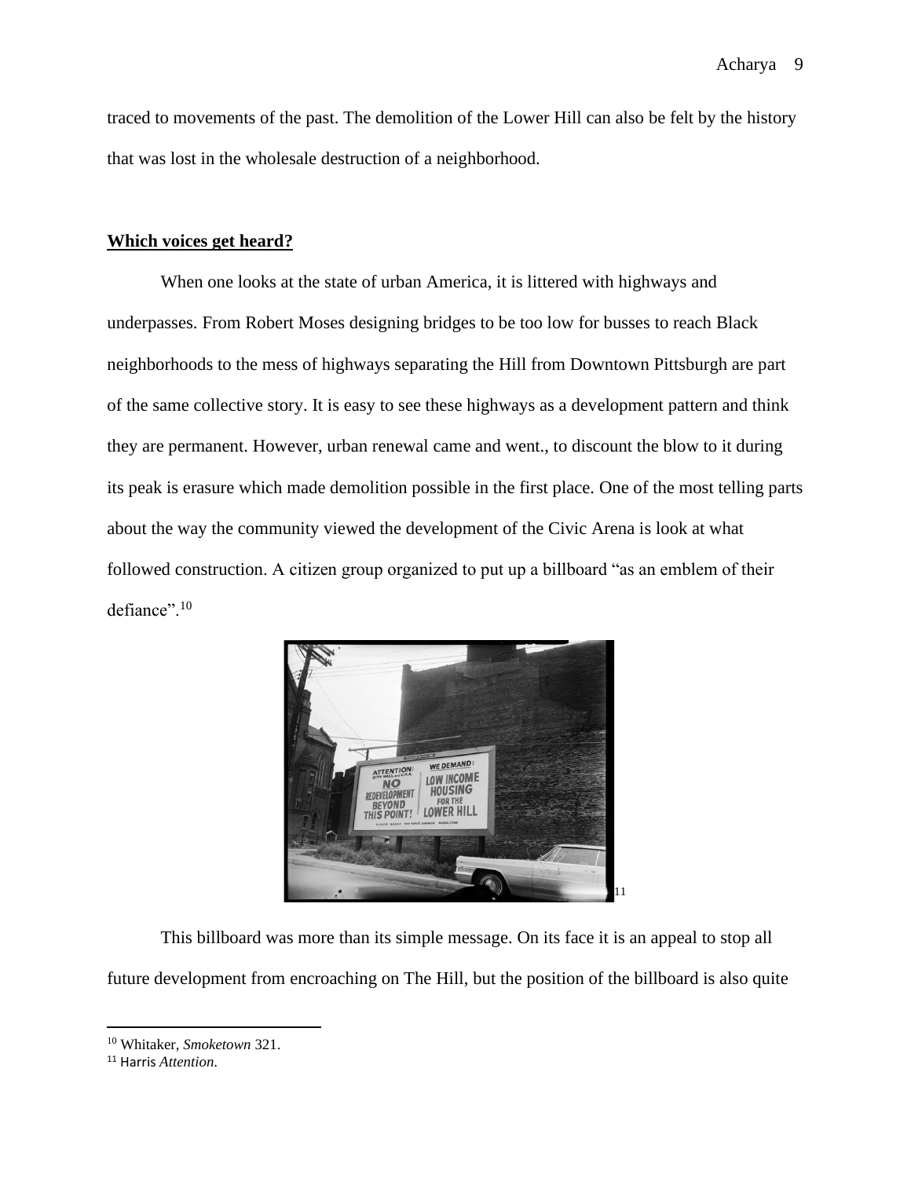traced to movements of the past. The demolition of the Lower Hill can also be felt by the history that was lost in the wholesale destruction of a neighborhood.

**Which voices get heard?**

When one looks at the state of urban America, it is littered with highways and underpasses. From Robert Moses designing bridges to be too low for busses to reach Black neighborhoods to the mess of highways separating the Hill from Downtown Pittsburgh are part of the same collective story. It is easy to see these highways as a development pattern and think they are permanent. However, urban renewal came and went., to discount the blow to it during its peak is erasure which made demolition possible in the first place. One of the most telling parts about the way the community viewed the development of the Civic Arena is look at what followed construction. A citizen group organized to put up a billboard "as an emblem of their defiance".[10]

[11]

This billboard was more than its simple message. On its face it is an appeal to stop all future development from encroaching on The Hill, but the position of the billboard is also quite

---

[10] Whitaker, *Smoketown* 321.

[11] Harris *Attention*.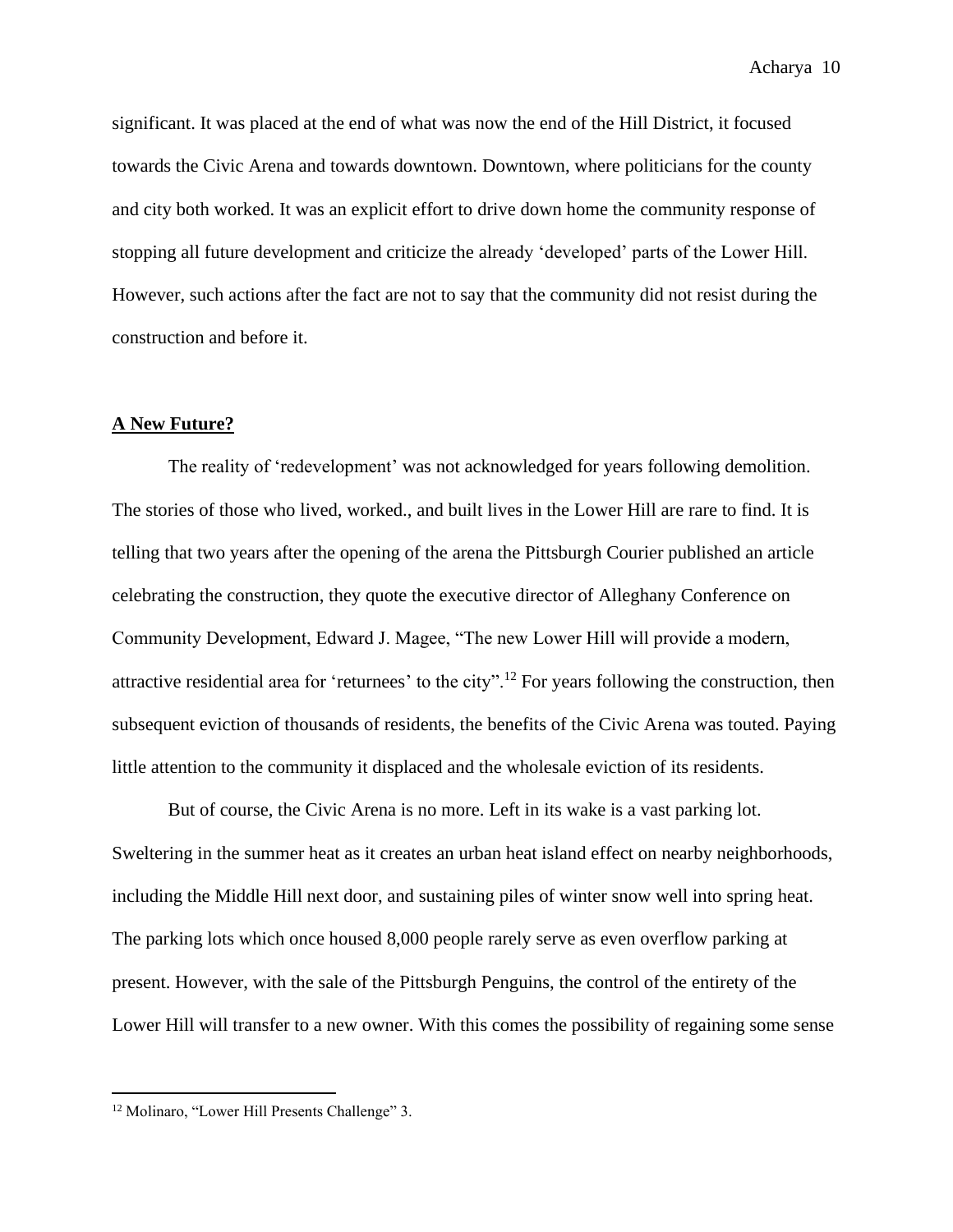significant. It was placed at the end of what was now the end of the Hill District, it focused towards the Civic Arena and towards downtown. Downtown, where politicians for the county and city both worked. It was an explicit effort to drive down home the community response of stopping all future development and criticize the already 'developed' parts of the Lower Hill. However, such actions after the fact are not to say that the community did not resist during the construction and before it.

## <u>**A New Future?**</u>

The reality of 'redevelopment' was not acknowledged for years following demolition. The stories of those who lived, worked., and built lives in the Lower Hill are rare to find. It is telling that two years after the opening of the arena the Pittsburgh Courier published an article celebrating the construction, they quote the executive director of Alleghany Conference on Community Development, Edward J. Magee, "The new Lower Hill will provide a modern, attractive residential area for 'returnees' to the city".[12] For years following the construction, then subsequent eviction of thousands of residents, the benefits of the Civic Arena was touted. Paying little attention to the community it displaced and the wholesale eviction of its residents.

But of course, the Civic Arena is no more. Left in its wake is a vast parking lot. Sweltering in the summer heat as it creates an urban heat island effect on nearby neighborhoods, including the Middle Hill next door, and sustaining piles of winter snow well into spring heat. The parking lots which once housed 8,000 people rarely serve as even overflow parking at present. However, with the sale of the Pittsburgh Penguins, the control of the entirety of the Lower Hill will transfer to a new owner. With this comes the possibility of regaining some sense

---

[12] Molinaro, "Lower Hill Presents Challenge" 3.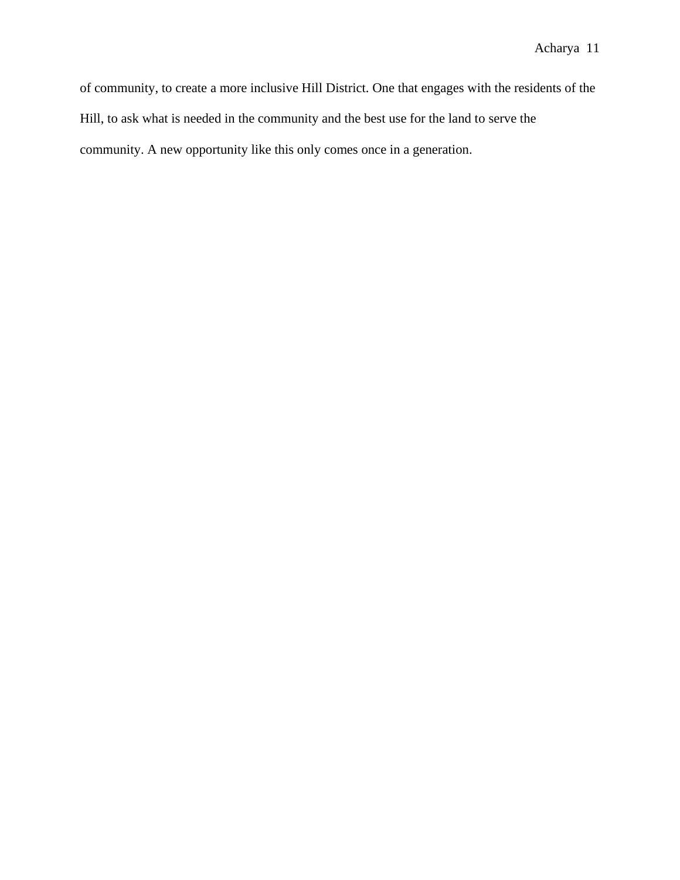of community, to create a more inclusive Hill District. One that engages with the residents of the Hill, to ask what is needed in the community and the best use for the land to serve the community. A new opportunity like this only comes once in a generation.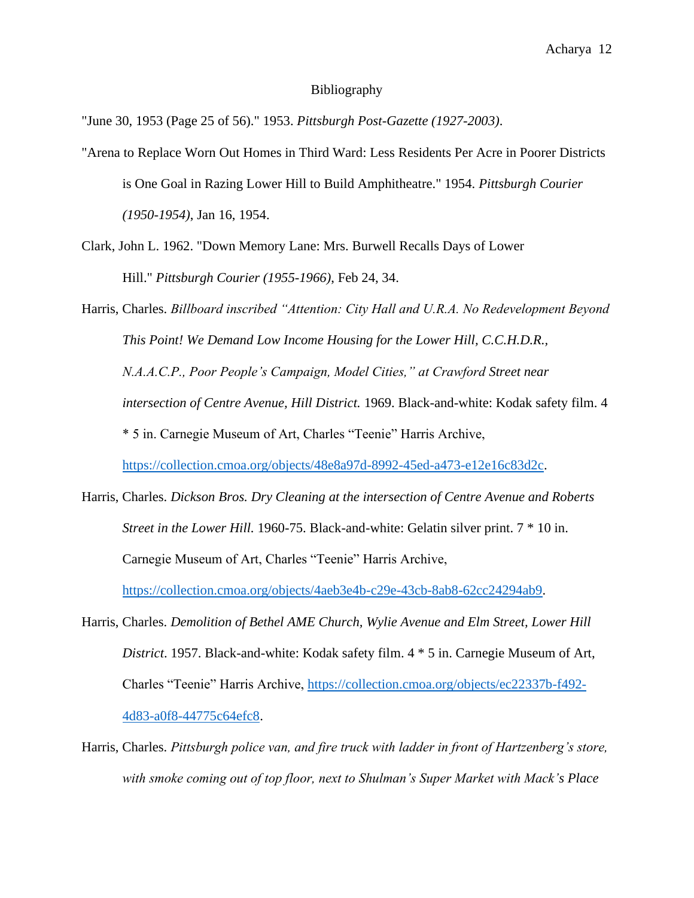# Bibliography

"June 30, 1953 (Page 25 of 56)." 1953. *Pittsburgh Post-Gazette (1927-2003)*.

"Arena to Replace Worn Out Homes in Third Ward: Less Residents Per Acre in Poorer Districts is One Goal in Razing Lower Hill to Build Amphitheatre." 1954. *Pittsburgh Courier (1950-1954)*, Jan 16, 1954.

Clark, John L. 1962. "Down Memory Lane: Mrs. Burwell Recalls Days of Lower Hill." *Pittsburgh Courier (1955-1966)*, Feb 24, 34.

Harris, Charles. *Billboard inscribed "Attention: City Hall and U.R.A. No Redevelopment Beyond This Point! We Demand Low Income Housing for the Lower Hill, C.C.H.D.R., N.A.A.C.P., Poor People's Campaign, Model Cities," at Crawford Street near intersection of Centre Avenue, Hill District.* 1969. Black-and-white: Kodak safety film. 4 * 5 in. Carnegie Museum of Art, Charles "Teenie" Harris Archive, https://collection.cmoa.org/objects/48e8a97d-8992-45ed-a473-e12e16c83d2c.

Harris, Charles. *Dickson Bros. Dry Cleaning at the intersection of Centre Avenue and Roberts Street in the Lower Hill.* 1960-75. Black-and-white: Gelatin silver print. 7 * 10 in. Carnegie Museum of Art, Charles "Teenie" Harris Archive, https://collection.cmoa.org/objects/4aeb3e4b-c29e-43cb-8ab8-62cc24294ab9.

Harris, Charles. *Demolition of Bethel AME Church, Wylie Avenue and Elm Street, Lower Hill District*. 1957. Black-and-white: Kodak safety film. 4 * 5 in. Carnegie Museum of Art, Charles "Teenie" Harris Archive, https://collection.cmoa.org/objects/ec22337b-f492-4d83-a0f8-44775c64efc8.

Harris, Charles. *Pittsburgh police van, and fire truck with ladder in front of Hartzenberg's store, with smoke coming out of top floor, next to Shulman's Super Market with Mack's Place*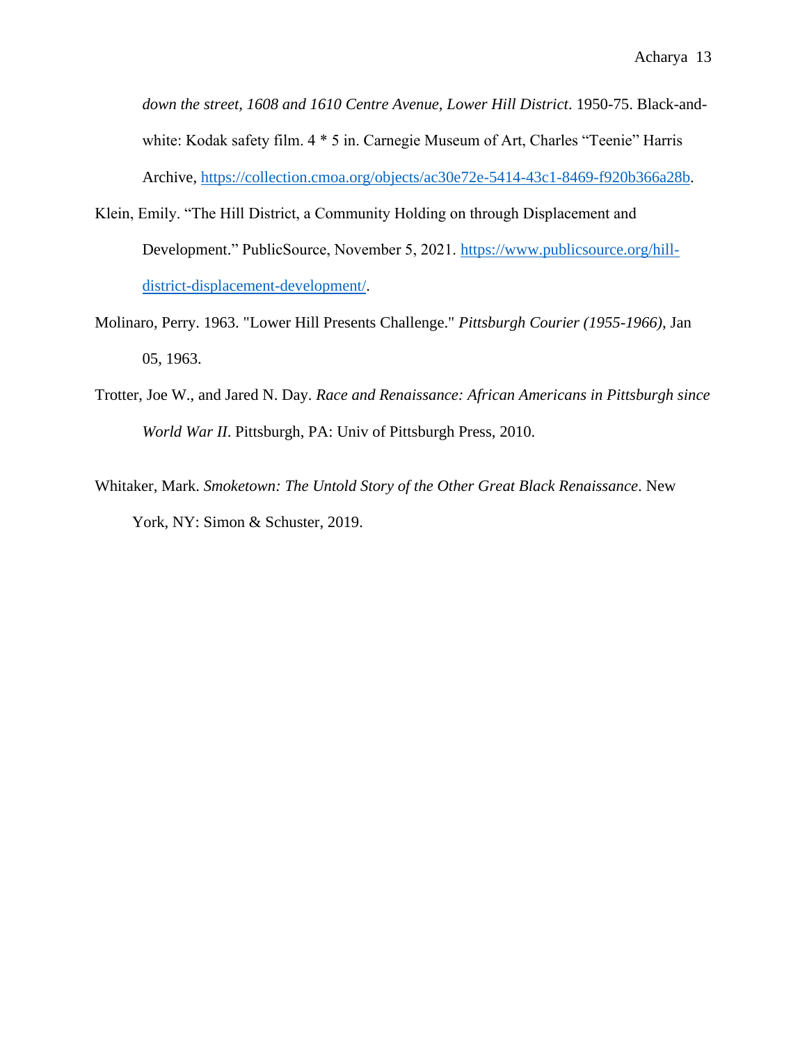*down the street, 1608 and 1610 Centre Avenue, Lower Hill District*. 1950-75. Black-and-white: Kodak safety film. 4 * 5 in. Carnegie Museum of Art, Charles "Teenie" Harris Archive, https://collection.cmoa.org/objects/ac30e72e-5414-43c1-8469-f920b366a28b.

Klein, Emily. "The Hill District, a Community Holding on through Displacement and Development." PublicSource, November 5, 2021. https://www.publicsource.org/hill-district-displacement-development/.

Molinaro, Perry. 1963. "Lower Hill Presents Challenge." *Pittsburgh Courier (1955-1966)*, Jan 05, 1963.

Trotter, Joe W., and Jared N. Day. *Race and Renaissance: African Americans in Pittsburgh since World War II*. Pittsburgh, PA: Univ of Pittsburgh Press, 2010.

Whitaker, Mark. *Smoketown: The Untold Story of the Other Great Black Renaissance*. New York, NY: Simon & Schuster, 2019.